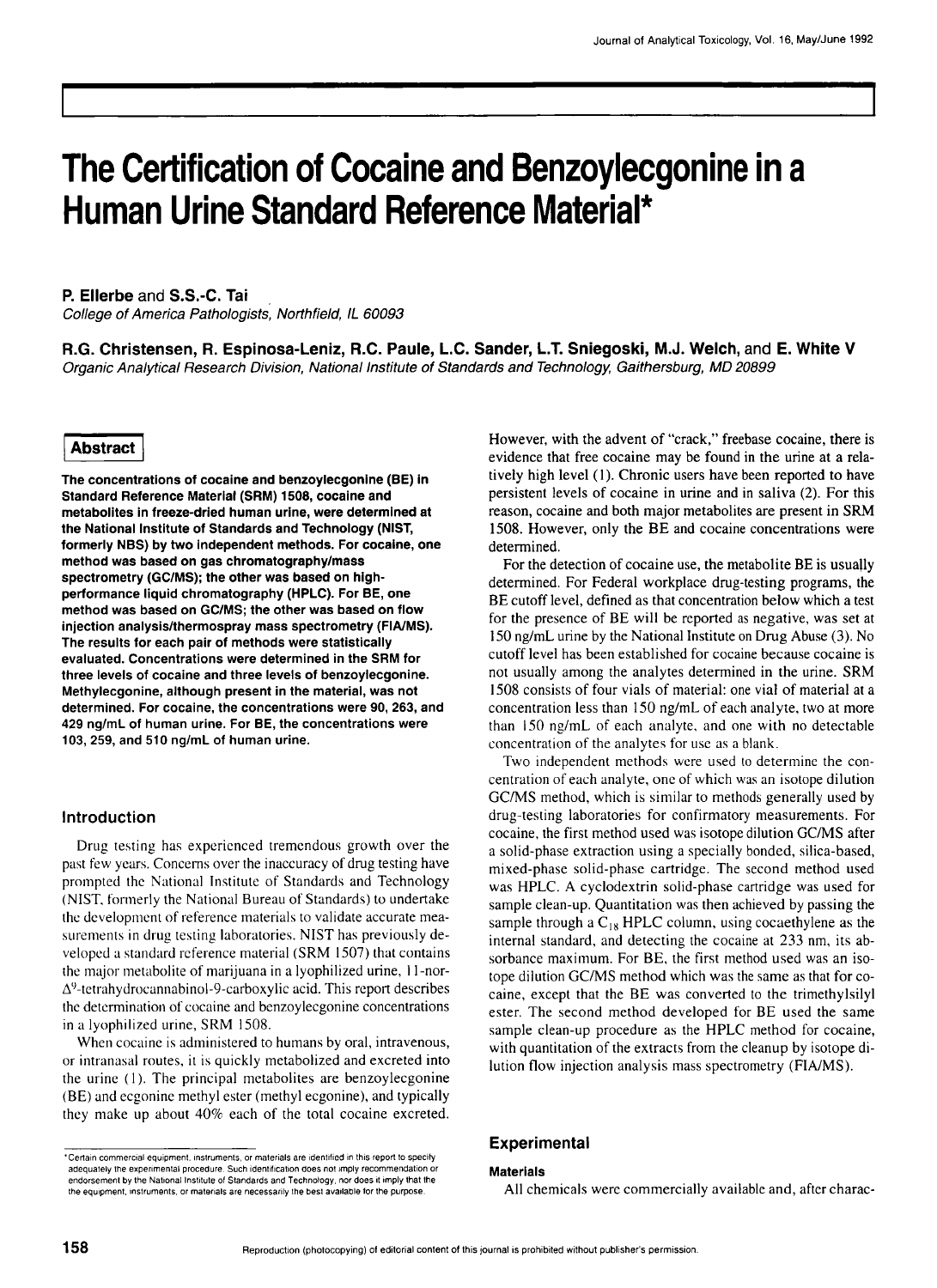# The Certification of Cocaine and Benzoylecgonine in a Human Urine Standard Reference Material*

**P. Ellerbe** and **S.S.-C. Tai**

*College of America Pathologists, Northfield, IL 60093*

**R.G. Christensen, R. Espinosa-Leniz, R.C. Paule, L.C. Sander, L.T. Sniegoski, M.J. Welch,** and **E. White V**

*Organic Analytical Research Division, National Institute of Standards and Technology, Gaithersburg, MD 20899*

## Abstract

**The concentrations of cocaine and benzoylecgonine (BE) in Standard Reference Material (SRM) 1508, cocaine and metabolites in freeze-dried human urine, were determined at the National Institute of Standards and Technology (NIST, formerly NBS) by two independent methods. For cocaine, one method was based on gas chromatography/mass spectrometry (GC/MS); the other was based on high-performance liquid chromatography (HPLC). For BE, one method was based on GC/MS; the other was based on flow injection analysis/thermospray mass spectrometry (FIA/MS). The results for each pair of methods were statistically evaluated. Concentrations were determined in the SRM for three levels of cocaine and three levels of benzoylecgonine. Methylecgonine, although present in the material, was not determined. For cocaine, the concentrations were 90, 263, and 429 ng/mL of human urine. For BE, the concentrations were 103, 259, and 510 ng/mL of human urine.**

## Introduction

Drug testing has experienced tremendous growth over the past few years. Concerns over the inaccuracy of drug testing have prompted the National Institute of Standards and Technology (NIST, formerly the National Bureau of Standards) to undertake the development of reference materials to validate accurate measurements in drug testing laboratories. NIST has previously developed a standard reference material (SRM 1507) that contains the major metabolite of marijuana in a lyophilized urine, 11-nor-$\Delta^9$-tetrahydrocannabinol-9-carboxylic acid. This report describes the determination of cocaine and benzoylecgonine concentrations in a lyophilized urine, SRM 1508.

When cocaine is administered to humans by oral, intravenous, or intranasal routes, it is quickly metabolized and excreted into the urine (1). The principal metabolites are benzoylecgonine (BE) and ecgonine methyl ester (methyl ecgonine), and typically they make up about 40% each of the total cocaine excreted. However, with the advent of "crack," freebase cocaine, there is evidence that free cocaine may be found in the urine at a relatively high level (1). Chronic users have been reported to have persistent levels of cocaine in urine and in saliva (2). For this reason, cocaine and both major metabolites are present in SRM 1508. However, only the BE and cocaine concentrations were determined.

For the detection of cocaine use, the metabolite BE is usually determined. For Federal workplace drug-testing programs, the BE cutoff level, defined as that concentration below which a test for the presence of BE will be reported as negative, was set at 150 ng/mL urine by the National Institute on Drug Abuse (3). No cutoff level has been established for cocaine because cocaine is not usually among the analytes determined in the urine. SRM 1508 consists of four vials of material: one vial of material at a concentration less than 150 ng/mL of each analyte, two at more than 150 ng/mL of each analyte, and one with no detectable concentration of the analytes for use as a blank.

Two independent methods were used to determine the concentration of each analyte, one of which was an isotope dilution GC/MS method, which is similar to methods generally used by drug-testing laboratories for confirmatory measurements. For cocaine, the first method used was isotope dilution GC/MS after a solid-phase extraction using a specially bonded, silica-based, mixed-phase solid-phase cartridge. The second method used was HPLC. A cyclodextrin solid-phase cartridge was used for sample clean-up. Quantitation was then achieved by passing the sample through a $C_{18}$ HPLC column, using cocaethylene as the internal standard, and detecting the cocaine at 233 nm, its absorbance maximum. For BE, the first method used was an isotope dilution GC/MS method which was the same as that for cocaine, except that the BE was converted to the trimethylsilyl ester. The second method developed for BE used the same sample clean-up procedure as the HPLC method for cocaine, with quantitation of the extracts from the cleanup by isotope dilution flow injection analysis mass spectrometry (FIA/MS).

## Experimental

### Materials

All chemicals were commercially available and, after charac-

*Certain commercial equipment, instruments, or materials are identified in this report to specify adequately the experimental procedure. Such identification does not imply recommendation or endorsement by the National Institute of Standards and Technology, nor does it imply that the the equipment, instruments, or materials are necessarily the best available for the purpose.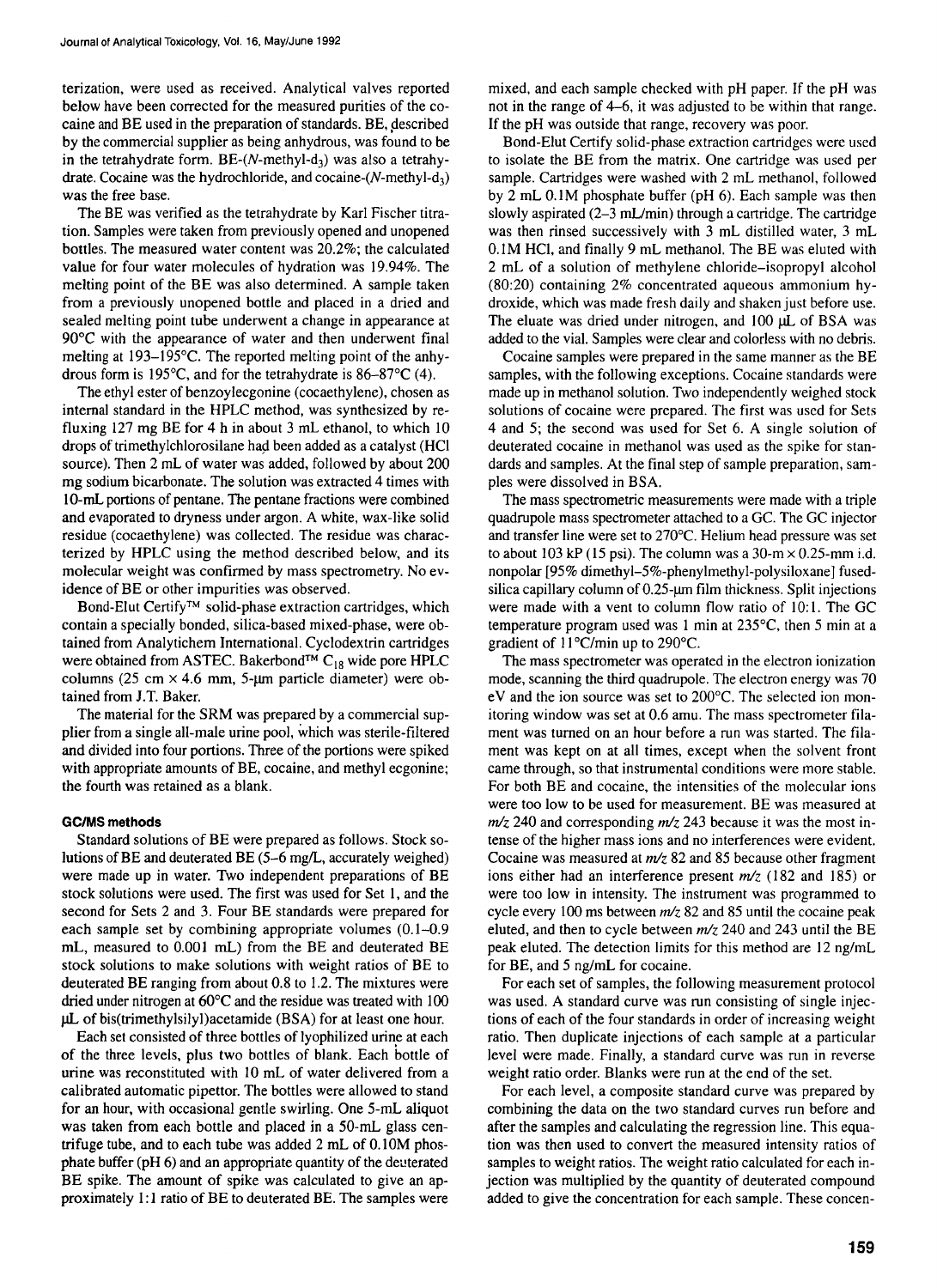terization, were used as received. Analytical valves reported below have been corrected for the measured purities of the cocaine and BE used in the preparation of standards. BE, described by the commercial supplier as being anhydrous, was found to be in the tetrahydrate form. BE-($N$-methyl-$d_3$) was also a tetrahydrate. Cocaine was the hydrochloride, and cocaine-($N$-methyl-$d_3$) was the free base.

The BE was verified as the tetrahydrate by Karl Fischer titration. Samples were taken from previously opened and unopened bottles. The measured water content was 20.2%; the calculated value for four water molecules of hydration was 19.94%. The melting point of the BE was also determined. A sample taken from a previously unopened bottle and placed in a dried and sealed melting point tube underwent a change in appearance at 90°C with the appearance of water and then underwent final melting at 193–195°C. The reported melting point of the anhydrous form is 195°C, and for the tetrahydrate is 86–87°C (4).

The ethyl ester of benzoylecgonine (cocaethylene), chosen as internal standard in the HPLC method, was synthesized by refluxing 127 mg BE for 4 h in about 3 mL ethanol, to which 10 drops of trimethylchlorosilane had been added as a catalyst (HCl source). Then 2 mL of water was added, followed by about 200 mg sodium bicarbonate. The solution was extracted 4 times with 10-mL portions of pentane. The pentane fractions were combined and evaporated to dryness under argon. A white, wax-like solid residue (cocaethylene) was collected. The residue was characterized by HPLC using the method described below, and its molecular weight was confirmed by mass spectrometry. No evidence of BE or other impurities was observed.

Bond-Elut Certify™ solid-phase extraction cartridges, which contain a specially bonded, silica-based mixed-phase, were obtained from Analytichem International. Cyclodextrin cartridges were obtained from ASTEC. Bakerbond™ $C_{18}$ wide pore HPLC columns (25 cm × 4.6 mm, 5-µm particle diameter) were obtained from J.T. Baker.

The material for the SRM was prepared by a commercial supplier from a single all-male urine pool, which was sterile-filtered and divided into four portions. Three of the portions were spiked with appropriate amounts of BE, cocaine, and methyl ecgonine; the fourth was retained as a blank.

### GC/MS methods

Standard solutions of BE were prepared as follows. Stock solutions of BE and deuterated BE (5–6 mg/L, accurately weighed) were made up in water. Two independent preparations of BE stock solutions were used. The first was used for Set 1, and the second for Sets 2 and 3. Four BE standards were prepared for each sample set by combining appropriate volumes (0.1–0.9 mL, measured to 0.001 mL) from the BE and deuterated BE stock solutions to make solutions with weight ratios of BE to deuterated BE ranging from about 0.8 to 1.2. The mixtures were dried under nitrogen at 60°C and the residue was treated with 100 µL of bis(trimethylsilyl)acetamide (BSA) for at least one hour.

Each set consisted of three bottles of lyophilized urine at each of the three levels, plus two bottles of blank. Each bottle of urine was reconstituted with 10 mL of water delivered from a calibrated automatic pipettor. The bottles were allowed to stand for an hour, with occasional gentle swirling. One 5-mL aliquot was taken from each bottle and placed in a 50-mL glass centrifuge tube, and to each tube was added 2 mL of 0.10M phosphate buffer (pH 6) and an appropriate quantity of the deuterated BE spike. The amount of spike was calculated to give an approximately 1:1 ratio of BE to deuterated BE. The samples were mixed, and each sample checked with pH paper. If the pH was not in the range of 4–6, it was adjusted to be within that range. If the pH was outside that range, recovery was poor.

Bond-Elut Certify solid-phase extraction cartridges were used to isolate the BE from the matrix. One cartridge was used per sample. Cartridges were washed with 2 mL methanol, followed by 2 mL 0.1M phosphate buffer (pH 6). Each sample was then slowly aspirated (2–3 mL/min) through a cartridge. The cartridge was then rinsed successively with 3 mL distilled water, 3 mL 0.1M HCl, and finally 9 mL methanol. The BE was eluted with 2 mL of a solution of methylene chloride–isopropyl alcohol (80:20) containing 2% concentrated aqueous ammonium hydroxide, which was made fresh daily and shaken just before use. The eluate was dried under nitrogen, and 100 µL of BSA was added to the vial. Samples were clear and colorless with no debris.

Cocaine samples were prepared in the same manner as the BE samples, with the following exceptions. Cocaine standards were made up in methanol solution. Two independently weighed stock solutions of cocaine were prepared. The first was used for Sets 4 and 5; the second was used for Set 6. A single solution of deuterated cocaine in methanol was used as the spike for standards and samples. At the final step of sample preparation, samples were dissolved in BSA.

The mass spectrometric measurements were made with a triple quadrupole mass spectrometer attached to a GC. The GC injector and transfer line were set to 270°C. Helium head pressure was set to about 103 kP (15 psi). The column was a 30-m × 0.25-mm i.d. nonpolar [95% dimethyl–5%-phenylmethyl-polysiloxane] fused-silica capillary column of 0.25-µm film thickness. Split injections were made with a vent to column flow ratio of 10:1. The GC temperature program used was 1 min at 235°C, then 5 min at a gradient of 11°C/min up to 290°C.

The mass spectrometer was operated in the electron ionization mode, scanning the third quadrupole. The electron energy was 70 eV and the ion source was set to 200°C. The selected ion monitoring window was set at 0.6 amu. The mass spectrometer filament was turned on an hour before a run was started. The filament was kept on at all times, except when the solvent front came through, so that instrumental conditions were more stable. For both BE and cocaine, the intensities of the molecular ions were too low to be used for measurement. BE was measured at $m/z$ 240 and corresponding $m/z$ 243 because it was the most intense of the higher mass ions and no interferences were evident. Cocaine was measured at $m/z$ 82 and 85 because other fragment ions either had an interference present $m/z$ (182 and 185) or were too low in intensity. The instrument was programmed to cycle every 100 ms between $m/z$ 82 and 85 until the cocaine peak eluted, and then to cycle between $m/z$ 240 and 243 until the BE peak eluted. The detection limits for this method are 12 ng/mL for BE, and 5 ng/mL for cocaine.

For each set of samples, the following measurement protocol was used. A standard curve was run consisting of single injections of each of the four standards in order of increasing weight ratio. Then duplicate injections of each sample at a particular level were made. Finally, a standard curve was run in reverse weight ratio order. Blanks were run at the end of the set.

For each level, a composite standard curve was prepared by combining the data on the two standard curves run before and after the samples and calculating the regression line. This equation was then used to convert the measured intensity ratios of samples to weight ratios. The weight ratio calculated for each injection was multiplied by the quantity of deuterated compound added to give the concentration for each sample. These concen-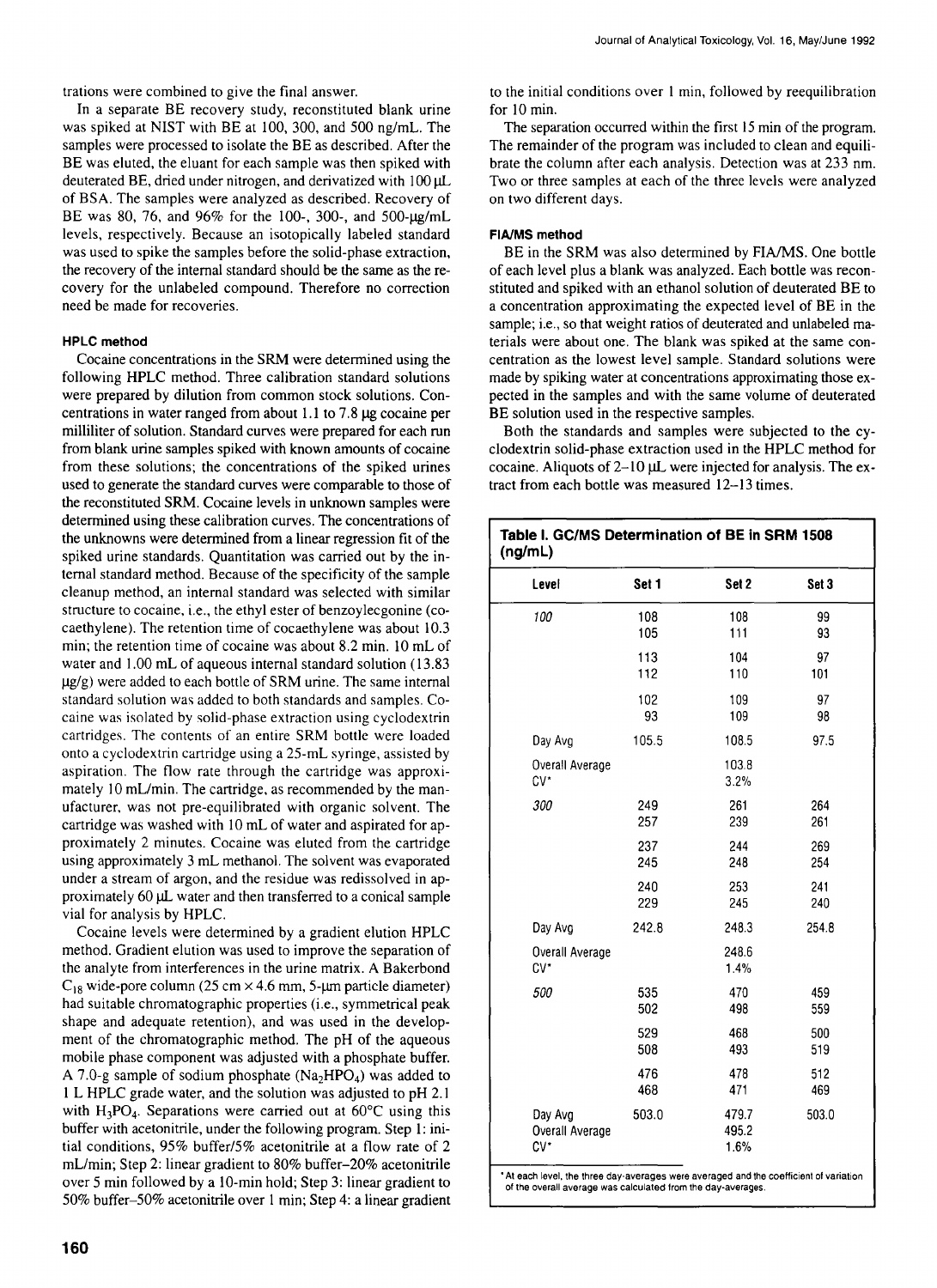trations were combined to give the final answer.

In a separate BE recovery study, reconstituted blank urine was spiked at NIST with BE at 100, 300, and 500 ng/mL. The samples were processed to isolate the BE as described. After the BE was eluted, the eluant for each sample was then spiked with deuterated BE, dried under nitrogen, and derivatized with 100 µL of BSA. The samples were analyzed as described. Recovery of BE was 80, 76, and 96% for the 100-, 300-, and 500-µg/mL levels, respectively. Because an isotopically labeled standard was used to spike the samples before the solid-phase extraction, the recovery of the internal standard should be the same as the recovery for the unlabeled compound. Therefore no correction need be made for recoveries.

### HPLC method

Cocaine concentrations in the SRM were determined using the following HPLC method. Three calibration standard solutions were prepared by dilution from common stock solutions. Concentrations in water ranged from about 1.1 to 7.8 µg cocaine per milliliter of solution. Standard curves were prepared for each run from blank urine samples spiked with known amounts of cocaine from these solutions; the concentrations of the spiked urines used to generate the standard curves were comparable to those of the reconstituted SRM. Cocaine levels in unknown samples were determined using these calibration curves. The concentrations of the unknowns were determined from a linear regression fit of the spiked urine standards. Quantitation was carried out by the internal standard method. Because of the specificity of the sample cleanup method, an internal standard was selected with similar structure to cocaine, i.e., the ethyl ester of benzoylecgonine (cocaethylene). The retention time of cocaethylene was about 10.3 min; the retention time of cocaine was about 8.2 min. 10 mL of water and 1.00 mL of aqueous internal standard solution (13.83 µg/g) were added to each bottle of SRM urine. The same internal standard solution was added to both standards and samples. Cocaine was isolated by solid-phase extraction using cyclodextrin cartridges. The contents of an entire SRM bottle were loaded onto a cyclodextrin cartridge using a 25-mL syringe, assisted by aspiration. The flow rate through the cartridge was approximately 10 mL/min. The cartridge, as recommended by the manufacturer, was not pre-equilibrated with organic solvent. The cartridge was washed with 10 mL of water and aspirated for approximately 2 minutes. Cocaine was eluted from the cartridge using approximately 3 mL methanol. The solvent was evaporated under a stream of argon, and the residue was redissolved in approximately 60 µL water and then transferred to a conical sample vial for analysis by HPLC.

Cocaine levels were determined by a gradient elution HPLC method. Gradient elution was used to improve the separation of the analyte from interferences in the urine matrix. A Bakerbond $C_{18}$ wide-pore column (25 cm × 4.6 mm, 5-µm particle diameter) had suitable chromatographic properties (i.e., symmetrical peak shape and adequate retention), and was used in the development of the chromatographic method. The pH of the aqueous mobile phase component was adjusted with a phosphate buffer. A 7.0-g sample of sodium phosphate ($Na_2HPO_4$) was added to 1 L HPLC grade water, and the solution was adjusted to pH 2.1 with $H_3PO_4$. Separations were carried out at 60°C using this buffer with acetonitrile, under the following program. Step 1: initial conditions, 95% buffer/5% acetonitrile at a flow rate of 2 mL/min; Step 2: linear gradient to 80% buffer–20% acetonitrile over 5 min followed by a 10-min hold; Step 3: linear gradient to 50% buffer–50% acetonitrile over 1 min; Step 4: a linear gradient to the initial conditions over 1 min, followed by reequilibration for 10 min.

The separation occurred within the first 15 min of the program. The remainder of the program was included to clean and equilibrate the column after each analysis. Detection was at 233 nm. Two or three samples at each of the three levels were analyzed on two different days.

### FIA/MS method

BE in the SRM was also determined by FIA/MS. One bottle of each level plus a blank was analyzed. Each bottle was reconstituted and spiked with an ethanol solution of deuterated BE to a concentration approximating the expected level of BE in the sample; i.e., so that weight ratios of deuterated and unlabeled materials were about one. The blank was spiked at the same concentration as the lowest level sample. Standard solutions were made by spiking water at concentrations approximating those expected in the samples and with the same volume of deuterated BE solution used in the respective samples.

Both the standards and samples were subjected to the cyclodextrin solid-phase extraction used in the HPLC method for cocaine. Aliquots of 2–10 µL were injected for analysis. The extract from each bottle was measured 12–13 times.

**Table I. GC/MS Determination of BE in SRM 1508 (ng/mL)**

| Level | Set 1 | Set 2 | Set 3 |
|---|---|---|---|
| *100* | 108 | 108 | 99 |
| | 105 | 111 | 93 |
| | 113 | 104 | 97 |
| | 112 | 110 | 101 |
| | 102 | 109 | 97 |
| | 93 | 109 | 98 |
| Day Avg | 105.5 | 108.5 | 97.5 |
| Overall Average | | 103.8 | |
| CV* | | 3.2% | |
| *300* | 249 | 261 | 264 |
| | 257 | 239 | 261 |
| | 237 | 244 | 269 |
| | 245 | 248 | 254 |
| | 240 | 253 | 241 |
| | 229 | 245 | 240 |
| Day Avg | 242.8 | 248.3 | 254.8 |
| Overall Average | | 248.6 | |
| CV* | | 1.4% | |
| *500* | 535 | 470 | 459 |
| | 502 | 498 | 559 |
| | 529 | 468 | 500 |
| | 508 | 493 | 519 |
| | 476 | 478 | 512 |
| | 468 | 471 | 469 |
| Day Avg | 503.0 | 479.7 | 503.0 |
| Overall Average | | 495.2 | |
| CV* | | 1.6% | |

\* At each level, the three day-averages were averaged and the coefficient of variation of the overall average was calculated from the day-averages.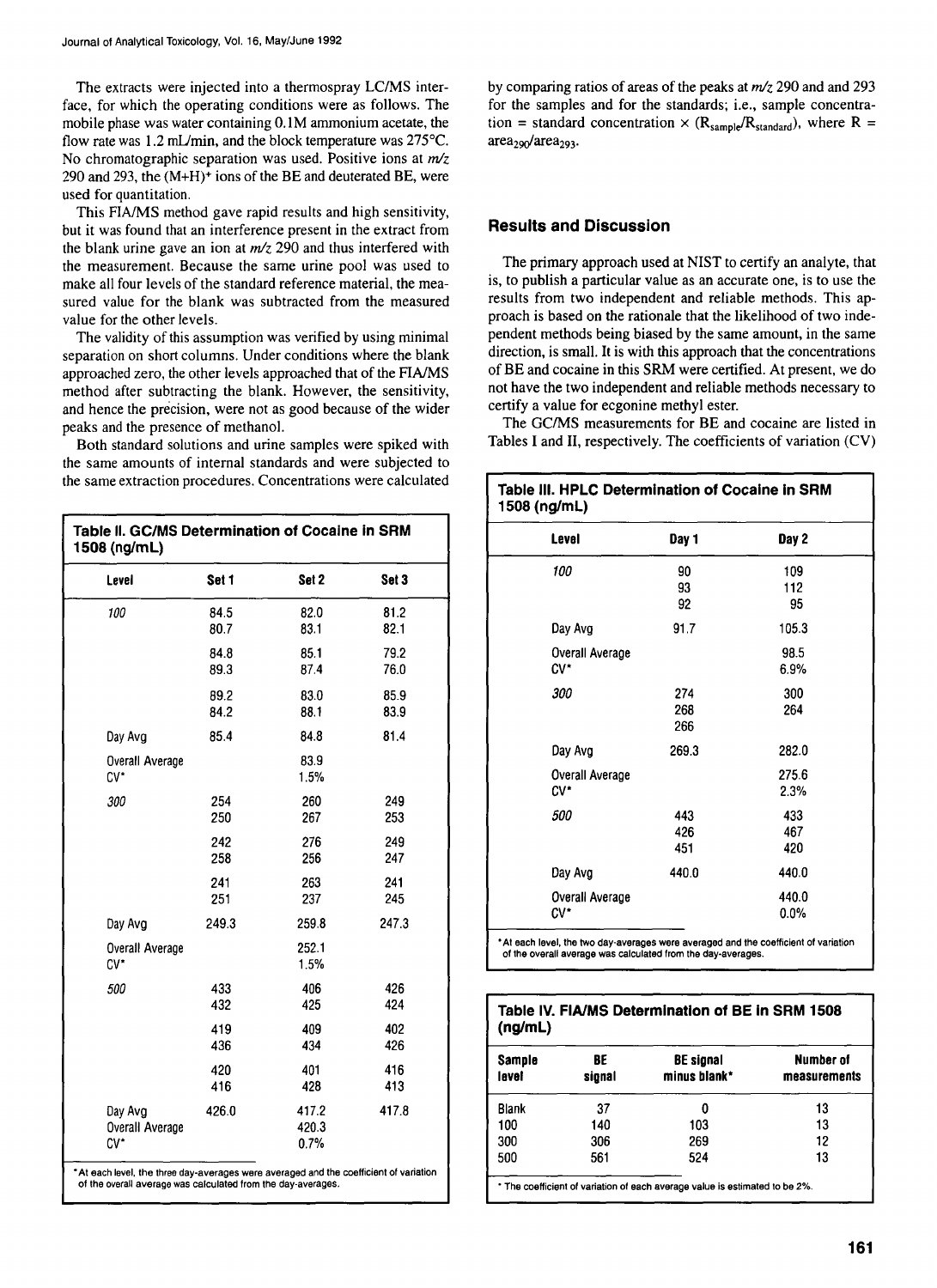The extracts were injected into a thermospray LC/MS interface, for which the operating conditions were as follows. The mobile phase was water containing 0.1M ammonium acetate, the flow rate was 1.2 mL/min, and the block temperature was 275°C. No chromatographic separation was used. Positive ions at $m/z$ 290 and 293, the $(M+H)^+$ ions of the BE and deuterated BE, were used for quantitation.

This FIA/MS method gave rapid results and high sensitivity, but it was found that an interference present in the extract from the blank urine gave an ion at $m/z$ 290 and thus interfered with the measurement. Because the same urine pool was used to make all four levels of the standard reference material, the measured value for the blank was subtracted from the measured value for the other levels.

The validity of this assumption was verified by using minimal separation on short columns. Under conditions where the blank approached zero, the other levels approached that of the FIA/MS method after subtracting the blank. However, the sensitivity, and hence the precision, were not as good because of the wider peaks and the presence of methanol.

Both standard solutions and urine samples were spiked with the same amounts of internal standards and were subjected to the same extraction procedures. Concentrations were calculated by comparing ratios of areas of the peaks at $m/z$ 290 and and 293 for the samples and for the standards; i.e., sample concentration = standard concentration × ($R_{sample}/R_{standard}$), where $R = area_{290}/area_{293}$.

**Table II. GC/MS Determination of Cocaine in SRM 1508 (ng/mL)**

| Level | Set 1 | Set 2 | Set 3 |
|---|---|---|---|
| *100* | 84.5 | 82.0 | 81.2 |
| | 80.7 | 83.1 | 82.1 |
| | 84.8 | 85.1 | 79.2 |
| | 89.3 | 87.4 | 76.0 |
| | 89.2 | 83.0 | 85.9 |
| | 84.2 | 88.1 | 83.9 |
| Day Avg | 85.4 | 84.8 | 81.4 |
| Overall Average | | 83.9 | |
| CV* | | 1.5% | |
| *300* | 254 | 260 | 249 |
| | 250 | 267 | 253 |
| | 242 | 276 | 249 |
| | 258 | 256 | 247 |
| | 241 | 263 | 241 |
| | 251 | 237 | 245 |
| Day Avg | 249.3 | 259.8 | 247.3 |
| Overall Average | | 252.1 | |
| CV* | | 1.5% | |
| *500* | 433 | 406 | 426 |
| | 432 | 425 | 424 |
| | 419 | 409 | 402 |
| | 436 | 434 | 426 |
| | 420 | 401 | 416 |
| | 416 | 428 | 413 |
| Day Avg | 426.0 | 417.2 | 417.8 |
| Overall Average | | 420.3 | |
| CV* | | 0.7% | |

* At each level, the three day-averages were averaged and the coefficient of variation of the overall average was calculated from the day-averages.

## Results and Discussion

The primary approach used at NIST to certify an analyte, that is, to publish a particular value as an accurate one, is to use the results from two independent and reliable methods. This approach is based on the rationale that the likelihood of two independent methods being biased by the same amount, in the same direction, is small. It is with this approach that the concentrations of BE and cocaine in this SRM were certified. At present, we do not have the two independent and reliable methods necessary to certify a value for ecgonine methyl ester.

The GC/MS measurements for BE and cocaine are listed in Tables I and II, respectively. The coefficients of variation (CV)

**Table III. HPLC Determination of Cocaine in SRM 1508 (ng/mL)**

| Level | Day 1 | Day 2 |
|---|---|---|
| *100* | 90 | 109 |
| | 93 | 112 |
| | 92 | 95 |
| Day Avg | 91.7 | 105.3 |
| Overall Average | | 98.5 |
| CV* | | 6.9% |
| *300* | 274 | 300 |
| | 268 | 264 |
| | 266 | |
| Day Avg | 269.3 | 282.0 |
| Overall Average | | 275.6 |
| CV* | | 2.3% |
| *500* | 443 | 433 |
| | 426 | 467 |
| | 451 | 420 |
| Day Avg | 440.0 | 440.0 |
| Overall Average | | 440.0 |
| CV* | | 0.0% |

* At each level, the two day-averages were averaged and the coefficient of variation of the overall average was calculated from the day-averages.

**Table IV. FIA/MS Determination of BE in SRM 1508 (ng/mL)**

| Sample level | BE signal | BE signal minus blank* | Number of measurements |
|---|---|---|---|
| Blank | 37 | 0 | 13 |
| 100 | 140 | 103 | 13 |
| 300 | 306 | 269 | 12 |
| 500 | 561 | 524 | 13 |

* The coefficient of variation of each average value is estimated to be 2%.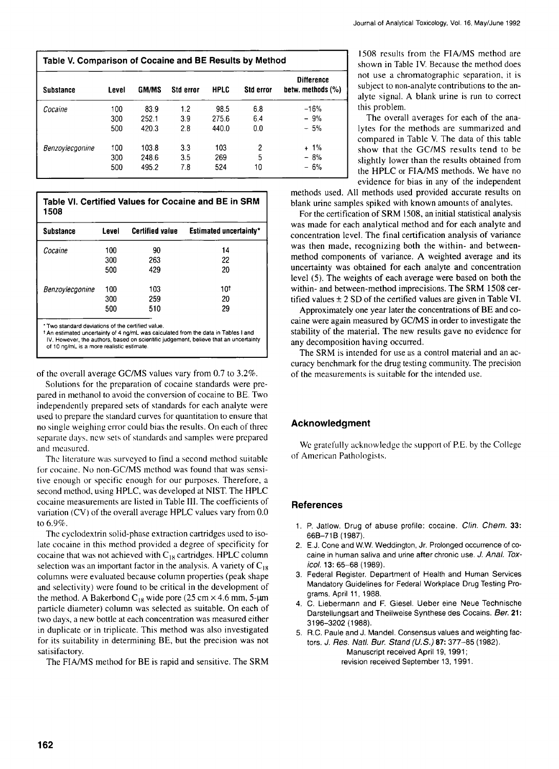**Table V. Comparison of Cocaine and BE Results by Method**

| Substance | Level | GM/MS | Std error | HPLC | Std error | Difference betw. methods (%) |
|---|---|---|---|---|---|---|
| *Cocaine* | 100 | 83.9 | 1.2 | 98.5 | 6.8 | −16% |
| | 300 | 252.1 | 3.9 | 275.6 | 6.4 | − 9% |
| | 500 | 420.3 | 2.8 | 440.0 | 0.0 | − 5% |
| *Benzoylecgonine* | 100 | 103.8 | 3.3 | 103 | 2 | + 1% |
| | 300 | 248.6 | 3.5 | 269 | 5 | − 8% |
| | 500 | 495.2 | 7.8 | 524 | 10 | − 6% |

**Table VI. Certified Values for Cocaine and BE in SRM 1508**

| Substance | Level | Certified value | Estimated uncertainty* |
|---|---|---|---|
| *Cocaine* | 100 | 90 | 14 |
| | 300 | 263 | 22 |
| | 500 | 429 | 20 |
| *Benzoylecgonine* | 100 | 103 | 10† |
| | 300 | 259 | 20 |
| | 500 | 510 | 29 |

\* Two standard deviations of the certified value.
† An estimated uncertainty of 4 ng/mL was calculated from the data in Tables I and IV. However, the authors, based on scientific judgement, believe that an uncertainty of 10 ng/mL is a more realistic estimate.

of the overall average GC/MS values vary from 0.7 to 3.2%.

Solutions for the preparation of cocaine standards were prepared in methanol to avoid the conversion of cocaine to BE. Two independently prepared sets of standards for each analyte were used to prepare the standard curves for quantitation to ensure that no single weighing error could bias the results. On each of three separate days, new sets of standards and samples were prepared and measured.

The literature was surveyed to find a second method suitable for cocaine. No non-GC/MS method was found that was sensitive enough or specific enough for our purposes. Therefore, a second method, using HPLC, was developed at NIST. The HPLC cocaine measurements are listed in Table III. The coefficients of variation (CV) of the overall average HPLC values vary from 0.0 to 6.9%.

The cyclodextrin solid-phase extraction cartridges used to isolate cocaine in this method provided a degree of specificity for cocaine that was not achieved with $C_{18}$ cartridges. HPLC column selection was an important factor in the analysis. A variety of $C_{18}$ columns were evaluated because column properties (peak shape and selectivity) were found to be critical in the development of the method. A Bakerbond $C_{18}$ wide pore (25 cm × 4.6 mm, 5-μm particle diameter) column was selected as suitable. On each of two days, a new bottle at each concentration was measured either in duplicate or in triplicate. This method was also investigated for its suitability in determining BE, but the precision was not satisifactory.

The FIA/MS method for BE is rapid and sensitive. The SRM 1508 results from the FIA/MS method are shown in Table IV. Because the method does not use a chromatographic separation, it is subject to non-analyte contributions to the analyte signal. A blank urine is run to correct this problem.

The overall averages for each of the analytes for the methods are summarized and compared in Table V. The data of this table show that the GC/MS results tend to be slightly lower than the results obtained from the HPLC or FIA/MS methods. We have no evidence for bias in any of the independent methods used. All methods used provided accurate results on blank urine samples spiked with known amounts of analytes.

For the certification of SRM 1508, an initial statistical analysis was made for each analytical method and for each analyte and concentration level. The final certification analysis of variance was then made, recognizing both the within- and between-method components of variance. A weighted average and its uncertainty was obtained for each analyte and concentration level (5). The weights of each average were based on both the within- and between-method imprecisions. The SRM 1508 certified values ± 2 SD of the certified values are given in Table VI.

Approximately one year later the concentrations of BE and cocaine were again measured by GC/MS in order to investigate the stability of the material. The new results gave no evidence for any decomposition having occurred.

The SRM is intended for use as a control material and an accuracy benchmark for the drug testing community. The precision of the measurements is suitable for the intended use.

## Acknowledgment

We gratefully acknowledge the support of P.E. by the College of American Pathologists.

## References

1. P. Jatlow. Drug of abuse profile: cocaine. *Clin. Chem.* **33:** 66B–71B (1987).
2. E.J. Cone and W.W. Weddington, Jr. Prolonged occurrence of cocaine in human saliva and urine after chronic use. *J. Anal. Toxicol.* **13:** 65–68 (1989).
3. Federal Register. Department of Health and Human Services Mandatory Guidelines for Federal Workplace Drug Testing Programs. April 11, 1988.
4. C. Liebermann and F. Giesel. Ueber eine Neue Technische Darstellungsart and Theilweise Synthese des Cocains. *Ber.* **21:** 3196–3202 (1988).
5. R.C. Paule and J. Mandel. Consensus values and weighting factors. *J. Res. Natl. Bur. Stand (U.S.)* **87:** 377–85 (1982).

Manuscript received April 19, 1991;
revision received September 13, 1991.